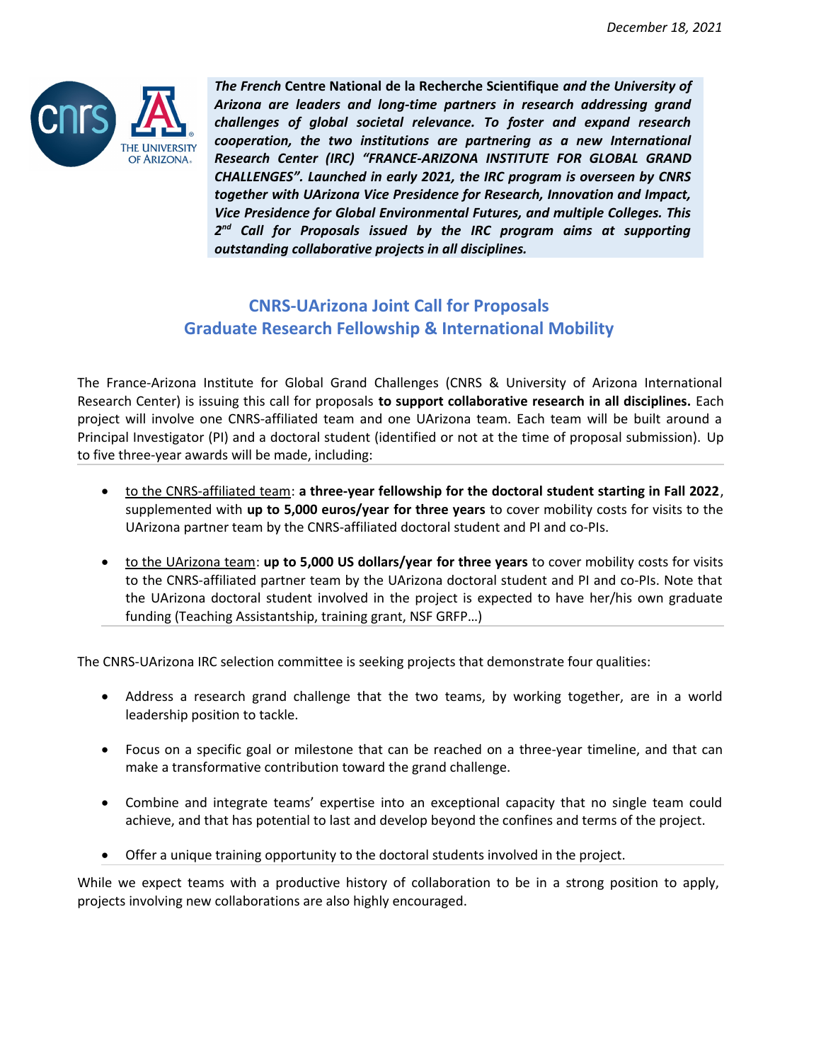*December 18, 2021*

***The French* Centre National de la Recherche Scientifique *and the University of Arizona are leaders and long-time partners in research addressing grand challenges of global societal relevance. To foster and expand research cooperation, the two institutions are partnering as a new International Research Center (IRC) "FRANCE-ARIZONA INSTITUTE FOR GLOBAL GRAND CHALLENGES". Launched in early 2021, the IRC program is overseen by CNRS together with UArizona Vice Presidence for Research, Innovation and Impact, Vice Presidence for Global Environmental Futures, and multiple Colleges. This 2nd Call for Proposals issued by the IRC program aims at supporting outstanding collaborative projects in all disciplines.***

## CNRS-UArizona Joint Call for Proposals
## Graduate Research Fellowship & International Mobility

The France-Arizona Institute for Global Grand Challenges (CNRS & University of Arizona International Research Center) is issuing this call for proposals **to support collaborative research in all disciplines.** Each project will involve one CNRS-affiliated team and one UArizona team. Each team will be built around a Principal Investigator (PI) and a doctoral student (identified or not at the time of proposal submission). Up to five three-year awards will be made, including:

- to the CNRS-affiliated team: **a three-year fellowship for the doctoral student starting in Fall 2022**, supplemented with **up to 5,000 euros/year for three years** to cover mobility costs for visits to the UArizona partner team by the CNRS-affiliated doctoral student and PI and co-PIs.
- to the UArizona team: **up to 5,000 US dollars/year for three years** to cover mobility costs for visits to the CNRS-affiliated partner team by the UArizona doctoral student and PI and co-PIs. Note that the UArizona doctoral student involved in the project is expected to have her/his own graduate funding (Teaching Assistantship, training grant, NSF GRFP…)

The CNRS-UArizona IRC selection committee is seeking projects that demonstrate four qualities:

- Address a research grand challenge that the two teams, by working together, are in a world leadership position to tackle.
- Focus on a specific goal or milestone that can be reached on a three-year timeline, and that can make a transformative contribution toward the grand challenge.
- Combine and integrate teams' expertise into an exceptional capacity that no single team could achieve, and that has potential to last and develop beyond the confines and terms of the project.
- Offer a unique training opportunity to the doctoral students involved in the project.

While we expect teams with a productive history of collaboration to be in a strong position to apply, projects involving new collaborations are also highly encouraged.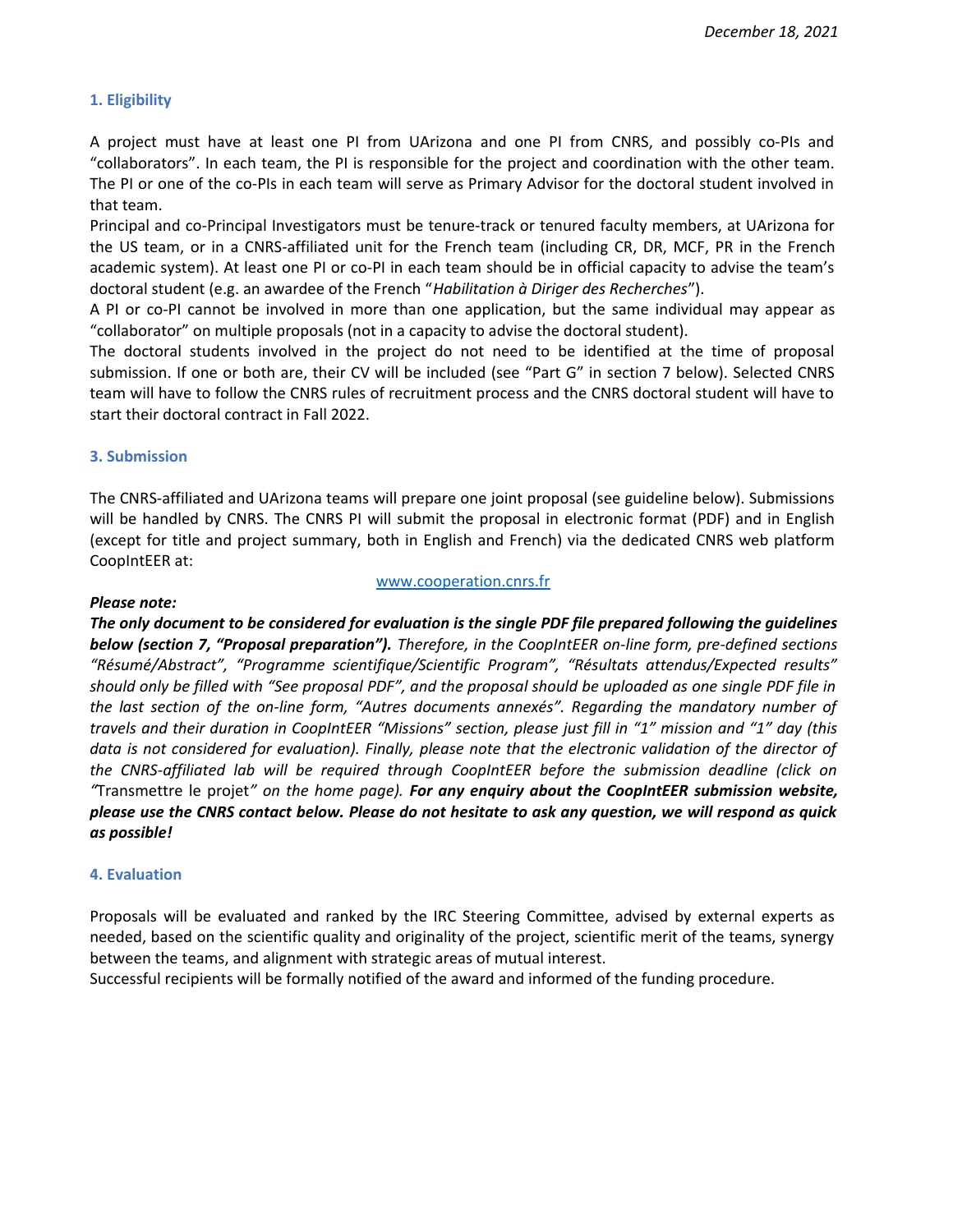### 1. Eligibility

A project must have at least one PI from UArizona and one PI from CNRS, and possibly co-PIs and "collaborators". In each team, the PI is responsible for the project and coordination with the other team. The PI or one of the co-PIs in each team will serve as Primary Advisor for the doctoral student involved in that team.
Principal and co-Principal Investigators must be tenure-track or tenured faculty members, at UArizona for the US team, or in a CNRS-affiliated unit for the French team (including CR, DR, MCF, PR in the French academic system). At least one PI or co-PI in each team should be in official capacity to advise the team's doctoral student (e.g. an awardee of the French "*Habilitation à Diriger des Recherches*").
A PI or co-PI cannot be involved in more than one application, but the same individual may appear as "collaborator" on multiple proposals (not in a capacity to advise the doctoral student).
The doctoral students involved in the project do not need to be identified at the time of proposal submission. If one or both are, their CV will be included (see "Part G" in section 7 below). Selected CNRS team will have to follow the CNRS rules of recruitment process and the CNRS doctoral student will have to start their doctoral contract in Fall 2022.

### 3. Submission

The CNRS-affiliated and UArizona teams will prepare one joint proposal (see guideline below). Submissions will be handled by CNRS. The CNRS PI will submit the proposal in electronic format (PDF) and in English (except for title and project summary, both in English and French) via the dedicated CNRS web platform CoopIntEER at:

www.cooperation.cnrs.fr

***Please note:***
***The only document to be considered for evaluation is the single PDF file prepared following the guidelines below (section 7, "Proposal preparation").*** *Therefore, in the CoopIntEER on-line form, pre-defined sections "Résumé/Abstract", "Programme scientifique/Scientific Program", "Résultats attendus/Expected results" should only be filled with "See proposal PDF", and the proposal should be uploaded as one single PDF file in the last section of the on-line form, "Autres documents annexés". Regarding the mandatory number of travels and their duration in CoopIntEER "Missions" section, please just fill in "1" mission and "1" day (this data is not considered for evaluation). Finally, please note that the electronic validation of the director of the CNRS-affiliated lab will be required through CoopIntEER before the submission deadline (click on "*Transmettre le projet*" on the home page).* ***For any enquiry about the CoopIntEER submission website, please use the CNRS contact below. Please do not hesitate to ask any question, we will respond as quick as possible!***

### 4. Evaluation

Proposals will be evaluated and ranked by the IRC Steering Committee, advised by external experts as needed, based on the scientific quality and originality of the project, scientific merit of the teams, synergy between the teams, and alignment with strategic areas of mutual interest.
Successful recipients will be formally notified of the award and informed of the funding procedure.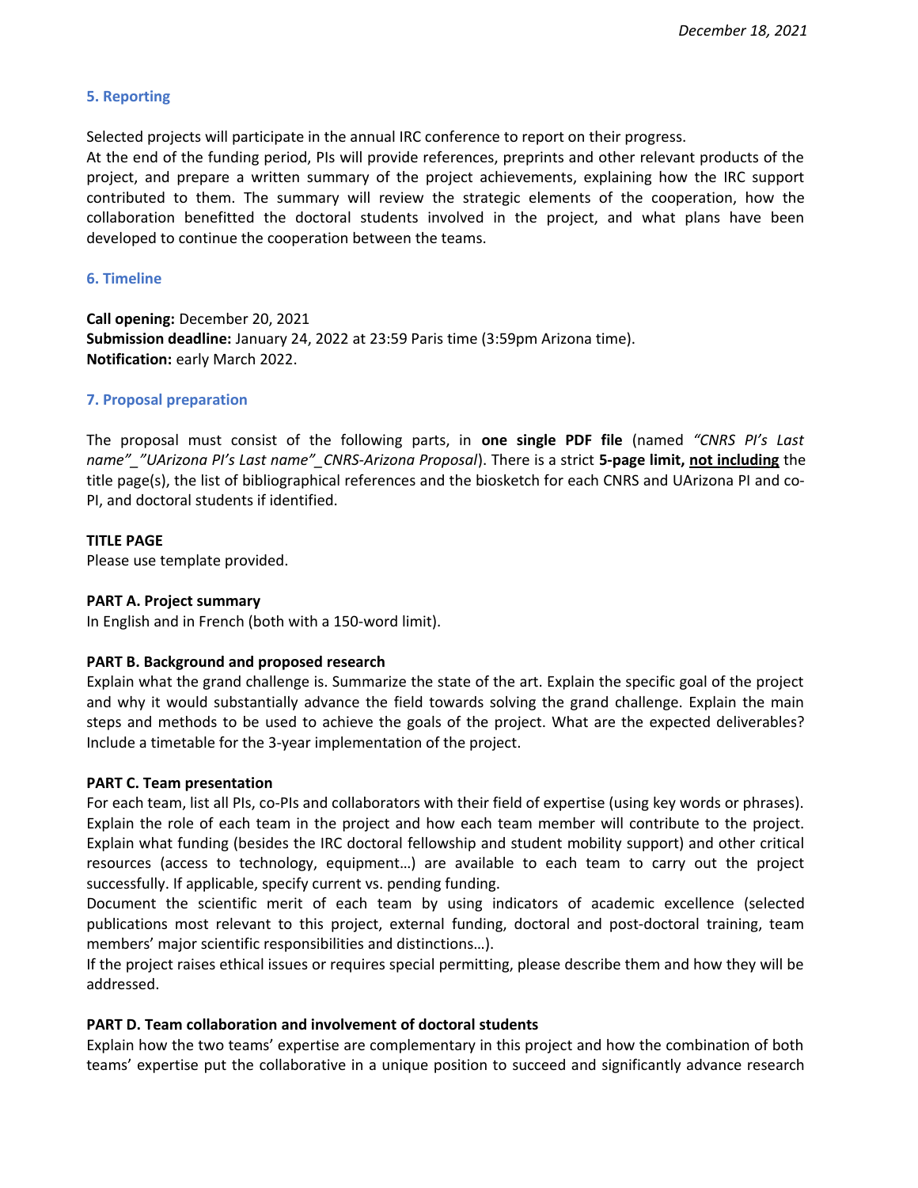## 5. Reporting

Selected projects will participate in the annual IRC conference to report on their progress.
At the end of the funding period, PIs will provide references, preprints and other relevant products of the project, and prepare a written summary of the project achievements, explaining how the IRC support contributed to them. The summary will review the strategic elements of the cooperation, how the collaboration benefitted the doctoral students involved in the project, and what plans have been developed to continue the cooperation between the teams.

## 6. Timeline

**Call opening:** December 20, 2021
**Submission deadline:** January 24, 2022 at 23:59 Paris time (3:59pm Arizona time).
**Notification:** early March 2022.

## 7. Proposal preparation

The proposal must consist of the following parts, in **one single PDF file** (named *"CNRS PI's Last name"_"UArizona PI's Last name"_CNRS-Arizona Proposal*). There is a strict **5-page limit, <u>not including</u>** the title page(s), the list of bibliographical references and the biosketch for each CNRS and UArizona PI and co-PI, and doctoral students if identified.

**TITLE PAGE**
Please use template provided.

**PART A. Project summary**
In English and in French (both with a 150-word limit).

**PART B. Background and proposed research**
Explain what the grand challenge is. Summarize the state of the art. Explain the specific goal of the project and why it would substantially advance the field towards solving the grand challenge. Explain the main steps and methods to be used to achieve the goals of the project. What are the expected deliverables? Include a timetable for the 3-year implementation of the project.

**PART C. Team presentation**
For each team, list all PIs, co-PIs and collaborators with their field of expertise (using key words or phrases). Explain the role of each team in the project and how each team member will contribute to the project. Explain what funding (besides the IRC doctoral fellowship and student mobility support) and other critical resources (access to technology, equipment…) are available to each team to carry out the project successfully. If applicable, specify current vs. pending funding.
Document the scientific merit of each team by using indicators of academic excellence (selected publications most relevant to this project, external funding, doctoral and post-doctoral training, team members' major scientific responsibilities and distinctions…).
If the project raises ethical issues or requires special permitting, please describe them and how they will be addressed.

**PART D. Team collaboration and involvement of doctoral students**
Explain how the two teams' expertise are complementary in this project and how the combination of both teams' expertise put the collaborative in a unique position to succeed and significantly advance research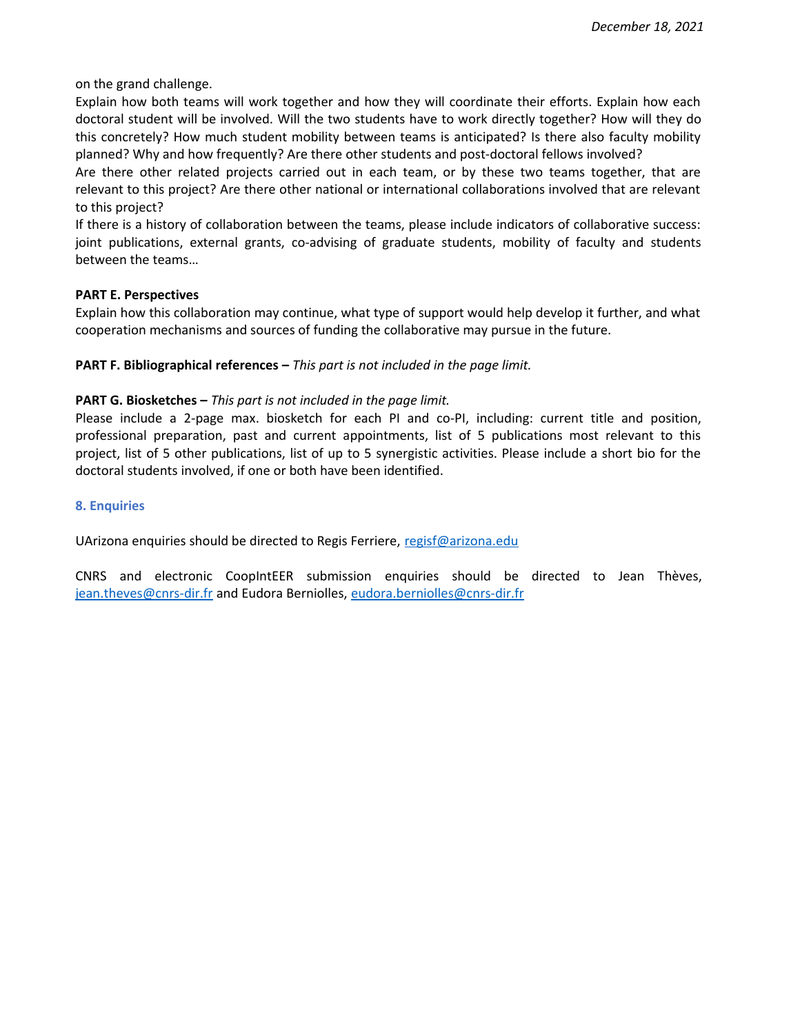on the grand challenge.

Explain how both teams will work together and how they will coordinate their efforts. Explain how each doctoral student will be involved. Will the two students have to work directly together? How will they do this concretely? How much student mobility between teams is anticipated? Is there also faculty mobility planned? Why and how frequently? Are there other students and post-doctoral fellows involved?

Are there other related projects carried out in each team, or by these two teams together, that are relevant to this project? Are there other national or international collaborations involved that are relevant to this project?

If there is a history of collaboration between the teams, please include indicators of collaborative success: joint publications, external grants, co-advising of graduate students, mobility of faculty and students between the teams…

**PART E. Perspectives**

Explain how this collaboration may continue, what type of support would help develop it further, and what cooperation mechanisms and sources of funding the collaborative may pursue in the future.

**PART F. Bibliographical references –** *This part is not included in the page limit.*

**PART G. Biosketches –** *This part is not included in the page limit.*

Please include a 2-page max. biosketch for each PI and co-PI, including: current title and position, professional preparation, past and current appointments, list of 5 publications most relevant to this project, list of 5 other publications, list of up to 5 synergistic activities. Please include a short bio for the doctoral students involved, if one or both have been identified.

## 8. Enquiries

UArizona enquiries should be directed to Regis Ferriere, regisf@arizona.edu

CNRS and electronic CoopIntEER submission enquiries should be directed to Jean Thèves, jean.theves@cnrs-dir.fr and Eudora Berniolles, eudora.berniolles@cnrs-dir.fr